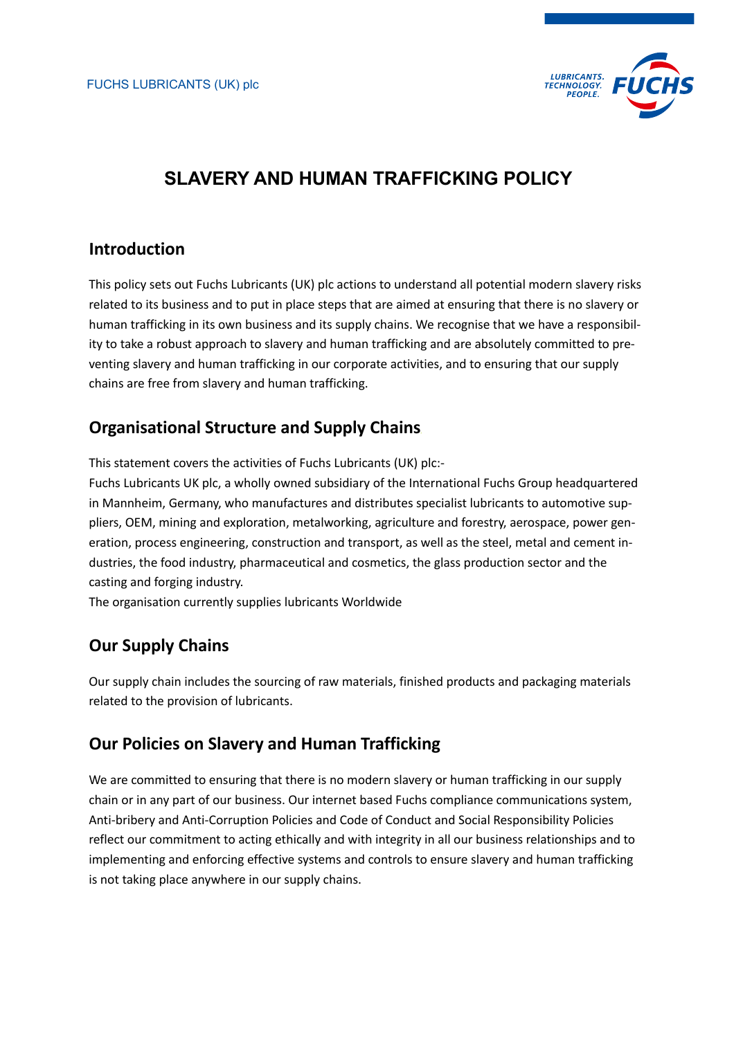FUCHS LUBRICANTS (UK) plc

# SLAVERY AND HUMAN TRAFFICKING POLICY

## Introduction

This policy sets out Fuchs Lubricants (UK) plc actions to understand all potential modern slavery risks related to its business and to put in place steps that are aimed at ensuring that there is no slavery or human trafficking in its own business and its supply chains. We recognise that we have a responsibility to take a robust approach to slavery and human trafficking and are absolutely committed to preventing slavery and human trafficking in our corporate activities, and to ensuring that our supply chains are free from slavery and human trafficking.

## Organisational Structure and Supply Chains

This statement covers the activities of Fuchs Lubricants (UK) plc:-

Fuchs Lubricants UK plc, a wholly owned subsidiary of the International Fuchs Group headquartered in Mannheim, Germany, who manufactures and distributes specialist lubricants to automotive suppliers, OEM, mining and exploration, metalworking, agriculture and forestry, aerospace, power generation, process engineering, construction and transport, as well as the steel, metal and cement industries, the food industry, pharmaceutical and cosmetics, the glass production sector and the casting and forging industry.

The organisation currently supplies lubricants Worldwide

## Our Supply Chains

Our supply chain includes the sourcing of raw materials, finished products and packaging materials related to the provision of lubricants.

## Our Policies on Slavery and Human Trafficking

We are committed to ensuring that there is no modern slavery or human trafficking in our supply chain or in any part of our business. Our internet based Fuchs compliance communications system, Anti-bribery and Anti-Corruption Policies and Code of Conduct and Social Responsibility Policies reflect our commitment to acting ethically and with integrity in all our business relationships and to implementing and enforcing effective systems and controls to ensure slavery and human trafficking is not taking place anywhere in our supply chains.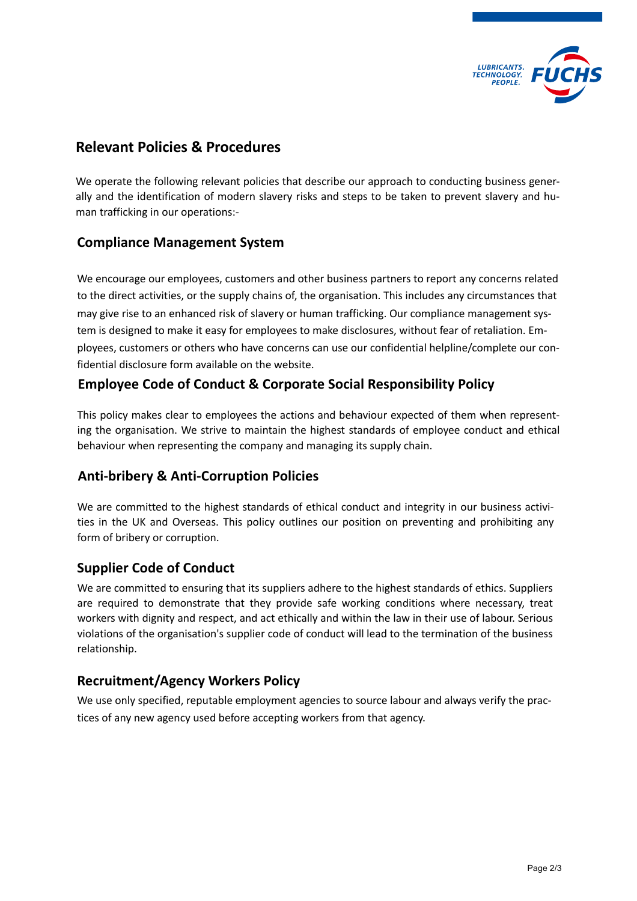## Relevant Policies & Procedures

We operate the following relevant policies that describe our approach to conducting business generally and the identification of modern slavery risks and steps to be taken to prevent slavery and human trafficking in our operations:-

### Compliance Management System

We encourage our employees, customers and other business partners to report any concerns related to the direct activities, or the supply chains of, the organisation. This includes any circumstances that may give rise to an enhanced risk of slavery or human trafficking. Our compliance management system is designed to make it easy for employees to make disclosures, without fear of retaliation. Employees, customers or others who have concerns can use our confidential helpline/complete our confidential disclosure form available on the website.

### Employee Code of Conduct & Corporate Social Responsibility Policy

This policy makes clear to employees the actions and behaviour expected of them when representing the organisation. We strive to maintain the highest standards of employee conduct and ethical behaviour when representing the company and managing its supply chain.

### Anti-bribery & Anti-Corruption Policies

We are committed to the highest standards of ethical conduct and integrity in our business activities in the UK and Overseas. This policy outlines our position on preventing and prohibiting any form of bribery or corruption.

### Supplier Code of Conduct

We are committed to ensuring that its suppliers adhere to the highest standards of ethics. Suppliers are required to demonstrate that they provide safe working conditions where necessary, treat workers with dignity and respect, and act ethically and within the law in their use of labour. Serious violations of the organisation's supplier code of conduct will lead to the termination of the business relationship.

### Recruitment/Agency Workers Policy

We use only specified, reputable employment agencies to source labour and always verify the practices of any new agency used before accepting workers from that agency.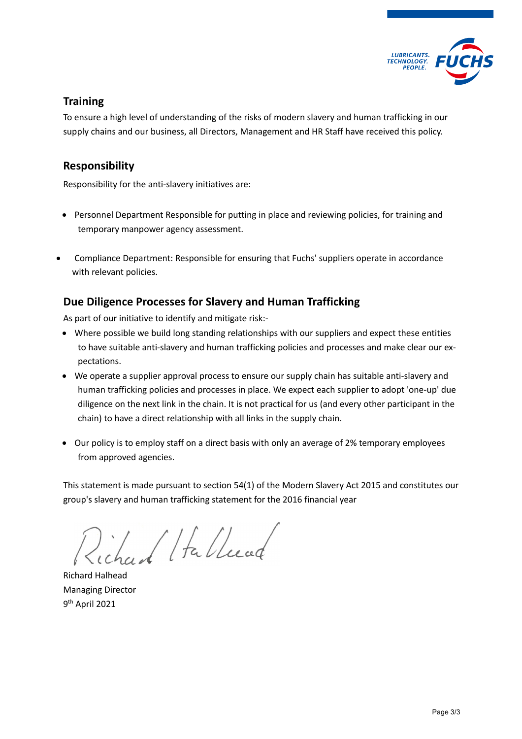## Training

To ensure a high level of understanding of the risks of modern slavery and human trafficking in our supply chains and our business, all Directors, Management and HR Staff have received this policy.

## Responsibility

Responsibility for the anti-slavery initiatives are:

- Personnel Department Responsible for putting in place and reviewing policies, for training and temporary manpower agency assessment.
- Compliance Department: Responsible for ensuring that Fuchs' suppliers operate in accordance with relevant policies.

## Due Diligence Processes for Slavery and Human Trafficking

As part of our initiative to identify and mitigate risk:-

- Where possible we build long standing relationships with our suppliers and expect these entities to have suitable anti-slavery and human trafficking policies and processes and make clear our expectations.
- We operate a supplier approval process to ensure our supply chain has suitable anti-slavery and human trafficking policies and processes in place. We expect each supplier to adopt 'one-up' due diligence on the next link in the chain. It is not practical for us (and every other participant in the chain) to have a direct relationship with all links in the supply chain.
- Our policy is to employ staff on a direct basis with only an average of 2% temporary employees from approved agencies.

This statement is made pursuant to section 54(1) of the Modern Slavery Act 2015 and constitutes our group's slavery and human trafficking statement for the 2016 financial year

Richard Halhead
Managing Director
9th April 2021